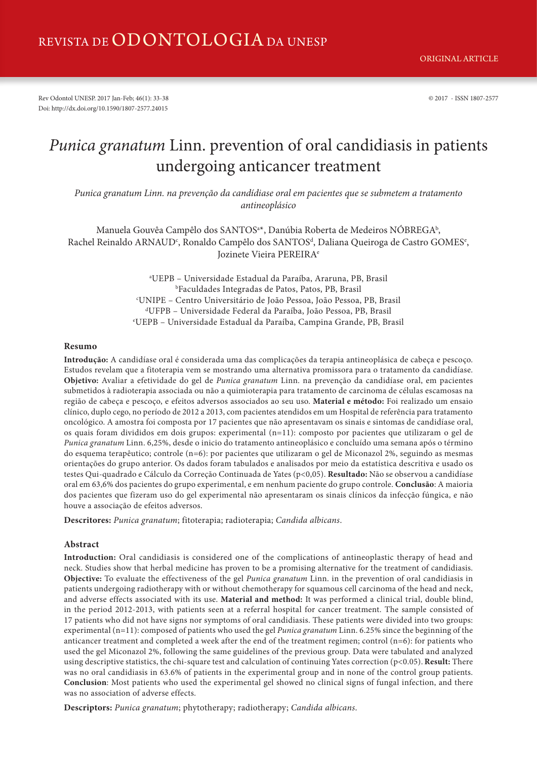REVISTA DE ODONTOLOGIA DA UNESP

ORIGINAL ARTICLE

Rev Odontol UNESP. 2017 Jan-Feb; 46(1): 33-38
Doi: http://dx.doi.org/10.1590/1807-2577.24015

© 2017 - ISSN 1807-2577

# *Punica granatum* Linn. prevention of oral candidiasis in patients undergoing anticancer treatment

*Punica granatum Linn. na prevenção da candídiase oral em pacientes que se submetem a tratamento antineoplásico*

Manuela Gouvêa Campêlo dos SANTOS[a]*, Danúbia Roberta de Medeiros NÓBREGA[b], Rachel Reinaldo ARNAUD[c], Ronaldo Campêlo dos SANTOS[d], Daliana Queiroga de Castro GOMES[e], Jozinete Vieira PEREIRA[e]

[a]UEPB – Universidade Estadual da Paraíba, Araruna, PB, Brasil
[b]Faculdades Integradas de Patos, Patos, PB, Brasil
[c]UNIPE – Centro Universitário de João Pessoa, João Pessoa, PB, Brasil
[d]UFPB – Universidade Federal da Paraíba, João Pessoa, PB, Brasil
[e]UEPB – Universidade Estadual da Paraíba, Campina Grande, PB, Brasil

## Resumo

**Introdução:** A candidíase oral é considerada uma das complicações da terapia antineoplásica de cabeça e pescoço. Estudos revelam que a fitoterapia vem se mostrando uma alternativa promissora para o tratamento da candidíase. **Objetivo:** Avaliar a efetividade do gel de *Punica granatum* Linn. na prevenção da candidíase oral, em pacientes submetidos à radioterapia associada ou não a quimioterapia para tratamento de carcinoma de células escamosas na região de cabeça e pescoço, e efeitos adversos associados ao seu uso. **Material e método:** Foi realizado um ensaio clínico, duplo cego, no período de 2012 a 2013, com pacientes atendidos em um Hospital de referência para tratamento oncológico. A amostra foi composta por 17 pacientes que não apresentavam os sinais e sintomas de candidíase oral, os quais foram divididos em dois grupos: experimental (n=11): composto por pacientes que utilizaram o gel de *Punica granatum* Linn. 6,25%, desde o inicio do tratamento antineoplásico e concluído uma semana após o término do esquema terapêutico; controle (n=6): por pacientes que utilizaram o gel de Miconazol 2%, seguindo as mesmas orientações do grupo anterior. Os dados foram tabulados e analisados por meio da estatística descritiva e usado os testes Qui-quadrado e Cálculo da Correção Continuada de Yates (p<0,05). **Resultado:** Não se observou a candidíase oral em 63,6% dos pacientes do grupo experimental, e em nenhum paciente do grupo controle. **Conclusão**: A maioria dos pacientes que fizeram uso do gel experimental não apresentaram os sinais clínicos da infecção fúngica, e não houve a associação de efeitos adversos.

**Descritores:** *Punica granatum*; fitoterapia; radioterapia; *Candida albicans*.

## Abstract

**Introduction:** Oral candidiasis is considered one of the complications of antineoplastic therapy of head and neck. Studies show that herbal medicine has proven to be a promising alternative for the treatment of candidiasis. **Objective:** To evaluate the effectiveness of the gel *Punica granatum* Linn. in the prevention of oral candidiasis in patients undergoing radiotherapy with or without chemotherapy for squamous cell carcinoma of the head and neck, and adverse effects associated with its use. **Material and method:** It was performed a clinical trial, double blind, in the period 2012-2013, with patients seen at a referral hospital for cancer treatment. The sample consisted of 17 patients who did not have signs nor symptoms of oral candidiasis. These patients were divided into two groups: experimental (n=11): composed of patients who used the gel *Punica granatum* Linn. 6.25% since the beginning of the anticancer treatment and completed a week after the end of the treatment regimen; control (n=6): for patients who used the gel Miconazol 2%, following the same guidelines of the previous group. Data were tabulated and analyzed using descriptive statistics, the chi-square test and calculation of continuing Yates correction (p<0.05). **Result:** There was no oral candidiasis in 63.6% of patients in the experimental group and in none of the control group patients. **Conclusion**: Most patients who used the experimental gel showed no clinical signs of fungal infection, and there was no association of adverse effects.

**Descriptors:** *Punica granatum*; phytotherapy; radiotherapy; *Candida albicans*.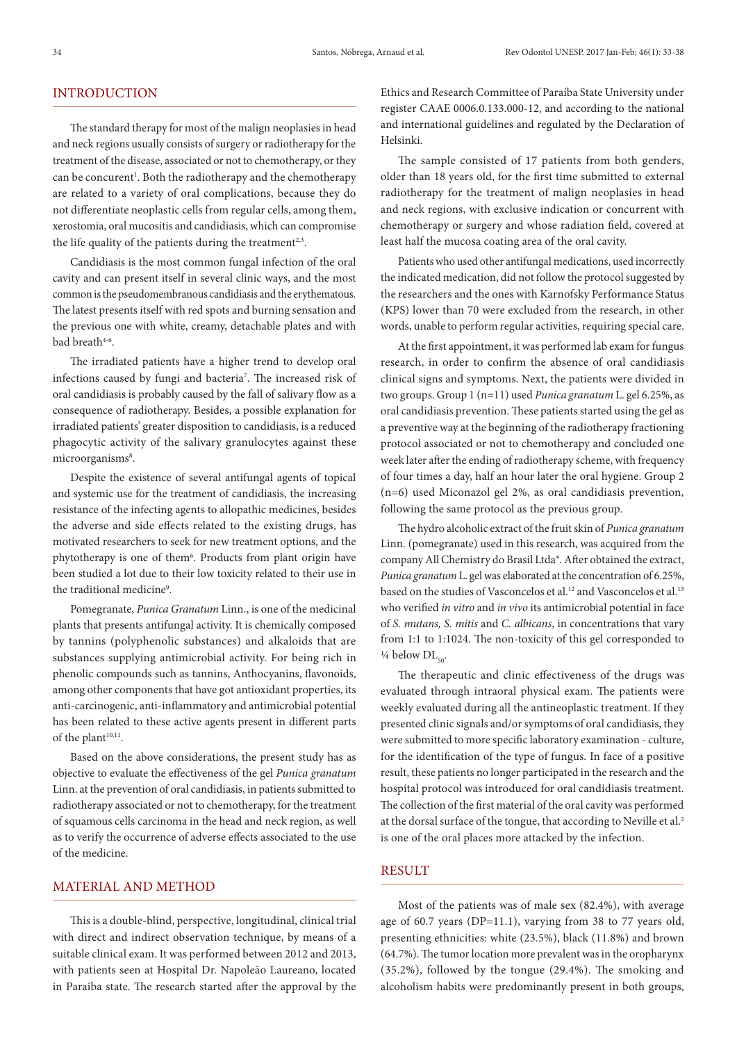## INTRODUCTION

The standard therapy for most of the malign neoplasies in head and neck regions usually consists of surgery or radiotherapy for the treatment of the disease, associated or not to chemotherapy, or they can be concurent[1]. Both the radiotherapy and the chemotherapy are related to a variety of oral complications, because they do not differentiate neoplastic cells from regular cells, among them, xerostomia, oral mucositis and candidiasis, which can compromise the life quality of the patients during the treatment[2,3].

Candidiasis is the most common fungal infection of the oral cavity and can present itself in several clinic ways, and the most common is the pseudomembranous candidiasis and the erythematous. The latest presents itself with red spots and burning sensation and the previous one with white, creamy, detachable plates and with bad breath[4-6].

The irradiated patients have a higher trend to develop oral infections caused by fungi and bacteria[7]. The increased risk of oral candidiasis is probably caused by the fall of salivary flow as a consequence of radiotherapy. Besides, a possible explanation for irradiated patients' greater disposition to candidiasis, is a reduced phagocytic activity of the salivary granulocytes against these microorganisms[8].

Despite the existence of several antifungal agents of topical and systemic use for the treatment of candidiasis, the increasing resistance of the infecting agents to allopathic medicines, besides the adverse and side effects related to the existing drugs, has motivated researchers to seek for new treatment options, and the phytotherapy is one of them[6]. Products from plant origin have been studied a lot due to their low toxicity related to their use in the traditional medicine[9].

Pomegranate, *Punica Granatum* Linn., is one of the medicinal plants that presents antifungal activity. It is chemically composed by tannins (polyphenolic substances) and alkaloids that are substances supplying antimicrobial activity. For being rich in phenolic compounds such as tannins, Anthocyanins, flavonoids, among other components that have got antioxidant properties, its anti-carcinogenic, anti-inflammatory and antimicrobial potential has been related to these active agents present in different parts of the plant[10,11].

Based on the above considerations, the present study has as objective to evaluate the effectiveness of the gel *Punica granatum* Linn. at the prevention of oral candidiasis, in patients submitted to radiotherapy associated or not to chemotherapy, for the treatment of squamous cells carcinoma in the head and neck region, as well as to verify the occurrence of adverse effects associated to the use of the medicine.

## MATERIAL AND METHOD

This is a double-blind, perspective, longitudinal, clinical trial with direct and indirect observation technique, by means of a suitable clinical exam. It was performed between 2012 and 2013, with patients seen at Hospital Dr. Napoleão Laureano, located in Paraiba state. The research started after the approval by the Ethics and Research Committee of Paraíba State University under register CAAE 0006.0.133.000-12, and according to the national and international guidelines and regulated by the Declaration of Helsinki.

The sample consisted of 17 patients from both genders, older than 18 years old, for the first time submitted to external radiotherapy for the treatment of malign neoplasies in head and neck regions, with exclusive indication or concurrent with chemotherapy or surgery and whose radiation field, covered at least half the mucosa coating area of the oral cavity.

Patients who used other antifungal medications, used incorrectly the indicated medication, did not follow the protocol suggested by the researchers and the ones with Karnofsky Performance Status (KPS) lower than 70 were excluded from the research, in other words, unable to perform regular activities, requiring special care.

At the first appointment, it was performed lab exam for fungus research, in order to confirm the absence of oral candidiasis clinical signs and symptoms. Next, the patients were divided in two groups. Group 1 (n=11) used *Punica granatum* L. gel 6.25%, as oral candidiasis prevention. These patients started using the gel as a preventive way at the beginning of the radiotherapy fractioning protocol associated or not to chemotherapy and concluded one week later after the ending of radiotherapy scheme, with frequency of four times a day, half an hour later the oral hygiene. Group 2 (n=6) used Miconazol gel 2%, as oral candidiasis prevention, following the same protocol as the previous group.

The hydro alcoholic extract of the fruit skin of *Punica granatum* Linn. (pomegranate) used in this research, was acquired from the company All Chemistry do Brasil Ltda®. After obtained the extract, *Punica granatum* L. gel was elaborated at the concentration of 6.25%, based on the studies of Vasconcelos et al.[12] and Vasconcelos et al.[13] who verified *in vitro* and *in vivo* its antimicrobial potential in face of *S. mutans, S. mitis* and *C. albicans*, in concentrations that vary from 1:1 to 1:1024. The non-toxicity of this gel corresponded to ¼ below $DL_{50}$.

The therapeutic and clinic effectiveness of the drugs was evaluated through intraoral physical exam. The patients were weekly evaluated during all the antineoplastic treatment. If they presented clinic signals and/or symptoms of oral candidiasis, they were submitted to more specific laboratory examination - culture, for the identification of the type of fungus. In face of a positive result, these patients no longer participated in the research and the hospital protocol was introduced for oral candidiasis treatment. The collection of the first material of the oral cavity was performed at the dorsal surface of the tongue, that according to Neville et al.[2] is one of the oral places more attacked by the infection.

## RESULT

Most of the patients was of male sex (82.4%), with average age of 60.7 years (DP=11.1), varying from 38 to 77 years old, presenting ethnicities: white (23.5%), black (11.8%) and brown (64.7%). The tumor location more prevalent was in the oropharynx (35.2%), followed by the tongue (29.4%). The smoking and alcoholism habits were predominantly present in both groups,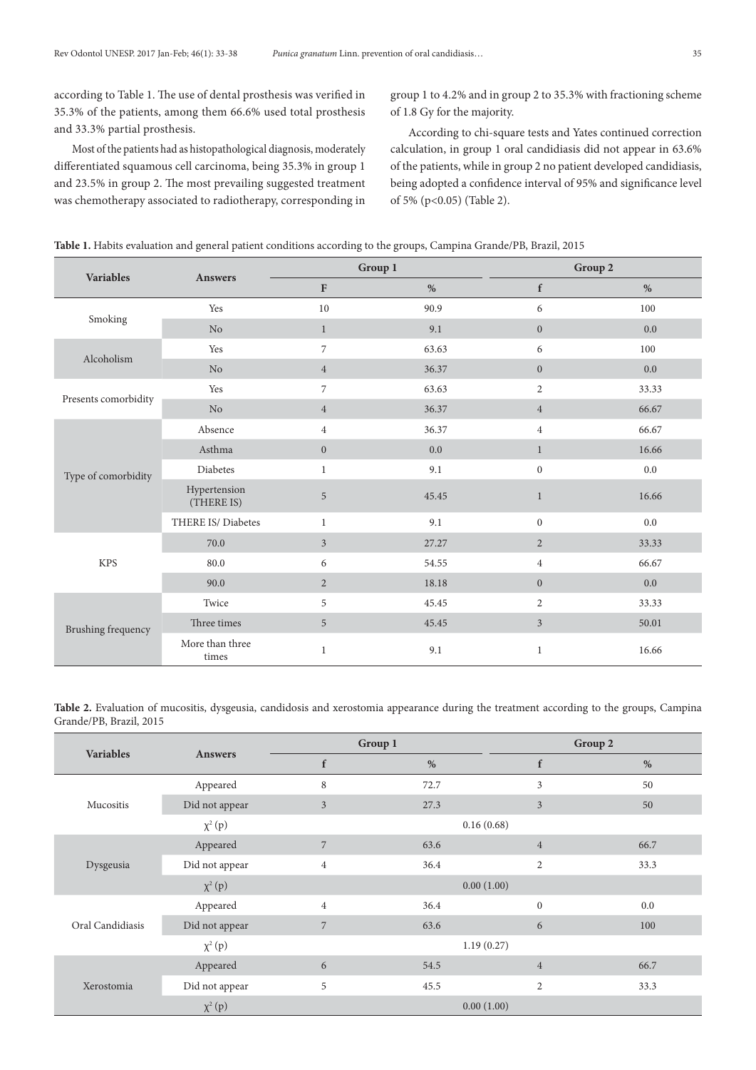according to Table 1. The use of dental prosthesis was verified in 35.3% of the patients, among them 66.6% used total prosthesis and 33.3% partial prosthesis.

Most of the patients had as histopathological diagnosis, moderately differentiated squamous cell carcinoma, being 35.3% in group 1 and 23.5% in group 2. The most prevailing suggested treatment was chemotherapy associated to radiotherapy, corresponding in group 1 to 4.2% and in group 2 to 35.3% with fractioning scheme of 1.8 Gy for the majority.

According to chi-square tests and Yates continued correction calculation, in group 1 oral candidiasis did not appear in 63.6% of the patients, while in group 2 no patient developed candidiasis, being adopted a confidence interval of 95% and significance level of 5% ($p<0.05$) (Table 2).

**Table 1.** Habits evaluation and general patient conditions according to the groups, Campina Grande/PB, Brazil, 2015

| Variables | Answers | Group 1 | | Group 2 | |
|---|---|---|---|---|---|
| | | F | % | f | % |
| Smoking | Yes | 10 | 90.9 | 6 | 100 |
| | No | 1 | 9.1 | 0 | 0.0 |
| Alcoholism | Yes | 7 | 63.63 | 6 | 100 |
| | No | 4 | 36.37 | 0 | 0.0 |
| Presents comorbidity | Yes | 7 | 63.63 | 2 | 33.33 |
| | No | 4 | 36.37 | 4 | 66.67 |
| Type of comorbidity | Absence | 4 | 36.37 | 4 | 66.67 |
| | Asthma | 0 | 0.0 | 1 | 16.66 |
| | Diabetes | 1 | 9.1 | 0 | 0.0 |
| | Hypertension (THERE IS) | 5 | 45.45 | 1 | 16.66 |
| | THERE IS/ Diabetes | 1 | 9.1 | 0 | 0.0 |
| KPS | 70.0 | 3 | 27.27 | 2 | 33.33 |
| | 80.0 | 6 | 54.55 | 4 | 66.67 |
| | 90.0 | 2 | 18.18 | 0 | 0.0 |
| Brushing frequency | Twice | 5 | 45.45 | 2 | 33.33 |
| | Three times | 5 | 45.45 | 3 | 50.01 |
| | More than three times | 1 | 9.1 | 1 | 16.66 |

**Table 2.** Evaluation of mucositis, dysgeusia, candidosis and xerostomia appearance during the treatment according to the groups, Campina Grande/PB, Brazil, 2015

| Variables | Answers | Group 1 | | Group 2 | |
|---|---|---|---|---|---|
| | | f | % | f | % |
| Mucositis | Appeared | 8 | 72.7 | 3 | 50 |
| | Did not appear | 3 | 27.3 | 3 | 50 |
| | $\chi^2$ (p) | 0.16 (0.68) | | | |
| Dysgeusia | Appeared | 7 | 63.6 | 4 | 66.7 |
| | Did not appear | 4 | 36.4 | 2 | 33.3 |
| | $\chi^2$ (p) | 0.00 (1.00) | | | |
| Oral Candidiasis | Appeared | 4 | 36.4 | 0 | 0.0 |
| | Did not appear | 7 | 63.6 | 6 | 100 |
| | $\chi^2$ (p) | 1.19 (0.27) | | | |
| Xerostomia | Appeared | 6 | 54.5 | 4 | 66.7 |
| | Did not appear | 5 | 45.5 | 2 | 33.3 |
| | $\chi^2$ (p) | 0.00 (1.00) | | | |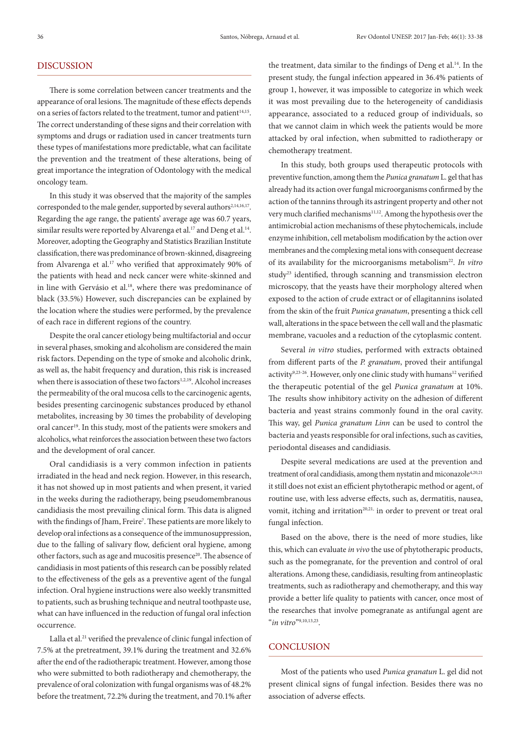## DISCUSSION

There is some correlation between cancer treatments and the appearance of oral lesions. The magnitude of these effects depends on a series of factors related to the treatment, tumor and patient[14,15]. The correct understanding of these signs and their correlation with symptoms and drugs or radiation used in cancer treatments turn these types of manifestations more predictable, what can facilitate the prevention and the treatment of these alterations, being of great importance the integration of Odontology with the medical oncology team.

In this study it was observed that the majority of the samples corresponded to the male gender, supported by several authors[2,14,16,17]. Regarding the age range, the patients' average age was 60.7 years, similar results were reported by Alvarenga et al.[17] and Deng et al.[14]. Moreover, adopting the Geography and Statistics Brazilian Institute classification, there was predominance of brown-skinned, disagreeing from Alvarenga et al.[17] who verified that approximately 90% of the patients with head and neck cancer were white-skinned and in line with Gervásio et al.[18], where there was predominance of black (33.5%) However, such discrepancies can be explained by the location where the studies were performed, by the prevalence of each race in different regions of the country.

Despite the oral cancer etiology being multifactorial and occur in several phases, smoking and alcoholism are considered the main risk factors. Depending on the type of smoke and alcoholic drink, as well as, the habit frequency and duration, this risk is increased when there is association of these two factors[1,2,19]. Alcohol increases the permeability of the oral mucosa cells to the carcinogenic agents, besides presenting carcinogenic substances produced by ethanol metabolites, increasing by 30 times the probability of developing oral cancer[19]. In this study, most of the patients were smokers and alcoholics, what reinforces the association between these two factors and the development of oral cancer.

Oral candidiasis is a very common infection in patients irradiated in the head and neck region. However, in this research, it has not showed up in most patients and when present, it varied in the weeks during the radiotherapy, being pseudomembranous candidiasis the most prevailing clinical form. This data is aligned with the findings of Jham, Freire[7]. These patients are more likely to develop oral infections as a consequence of the immunosuppression, due to the falling of salivary flow, deficient oral hygiene, among other factors, such as age and mucositis presence[20]. The absence of candidiasis in most patients of this research can be possibly related to the effectiveness of the gels as a preventive agent of the fungal infection. Oral hygiene instructions were also weekly transmitted to patients, such as brushing technique and neutral toothpaste use, what can have influenced in the reduction of fungal oral infection occurrence.

Lalla et al.[21] verified the prevalence of clinic fungal infection of 7.5% at the pretreatment, 39.1% during the treatment and 32.6% after the end of the radiotherapic treatment. However, among those who were submitted to both radiotherapy and chemotherapy, the prevalence of oral colonization with fungal organisms was of 48.2% before the treatment, 72.2% during the treatment, and 70.1% after the treatment, data similar to the findings of Deng et al.[14]. In the present study, the fungal infection appeared in 36.4% patients of group 1, however, it was impossible to categorize in which week it was most prevailing due to the heterogeneity of candidiasis appearance, associated to a reduced group of individuals, so that we cannot claim in which week the patients would be more attacked by oral infection, when submitted to radiotherapy or chemotherapy treatment.

In this study, both groups used therapeutic protocols with preventive function, among them the *Punica granatum* L. gel that has already had its action over fungal microorganisms confirmed by the action of the tannins through its astringent property and other not very much clarified mechanisms[11,12]. Among the hypothesis over the antimicrobial action mechanisms of these phytochemicals, include enzyme inhibition, cell metabolism modification by the action over membranes and the complexing metal ions with consequent decrease of its availability for the microorganisms metabolism[22]. *In vitro* study[23] identified, through scanning and transmission electron microscopy, that the yeasts have their morphology altered when exposed to the action of crude extract or of ellagitannins isolated from the skin of the fruit *Punica granatum*, presenting a thick cell wall, alterations in the space between the cell wall and the plasmatic membrane, vacuoles and a reduction of the cytoplasmic content.

Several *in vitro* studies, performed with extracts obtained from different parts of the *P. granatum*, proved their antifungal activity[9,23-26]. However, only one clinic study with humans[12] verified the therapeutic potential of the gel *Punica granatum* at 10%. The results show inhibitory activity on the adhesion of different bacteria and yeast strains commonly found in the oral cavity. This way, gel *Punica granatum Linn* can be used to control the bacteria and yeasts responsible for oral infections, such as cavities, periodontal diseases and candidiasis.

Despite several medications are used at the prevention and treatment of oral candidiasis, among them nystatin and miconazole[4,20,21] it still does not exist an efficient phytotherapic method or agent, of routine use, with less adverse effects, such as, dermatitis, nausea, vomit, itching and irritation[20,21,] in order to prevent or treat oral fungal infection.

Based on the above, there is the need of more studies, like this, which can evaluate *in vivo* the use of phytotherapic products, such as the pomegranate, for the prevention and control of oral alterations. Among these, candidiasis, resulting from antineoplastic treatments, such as radiotherapy and chemotherapy, and this way provide a better life quality to patients with cancer, once most of the researches that involve pomegranate as antifungal agent are "*in vitro*"[9,10,13,23].

## CONCLUSION

Most of the patients who used *Punica granatun* L. gel did not present clinical signs of fungal infection. Besides there was no association of adverse effects.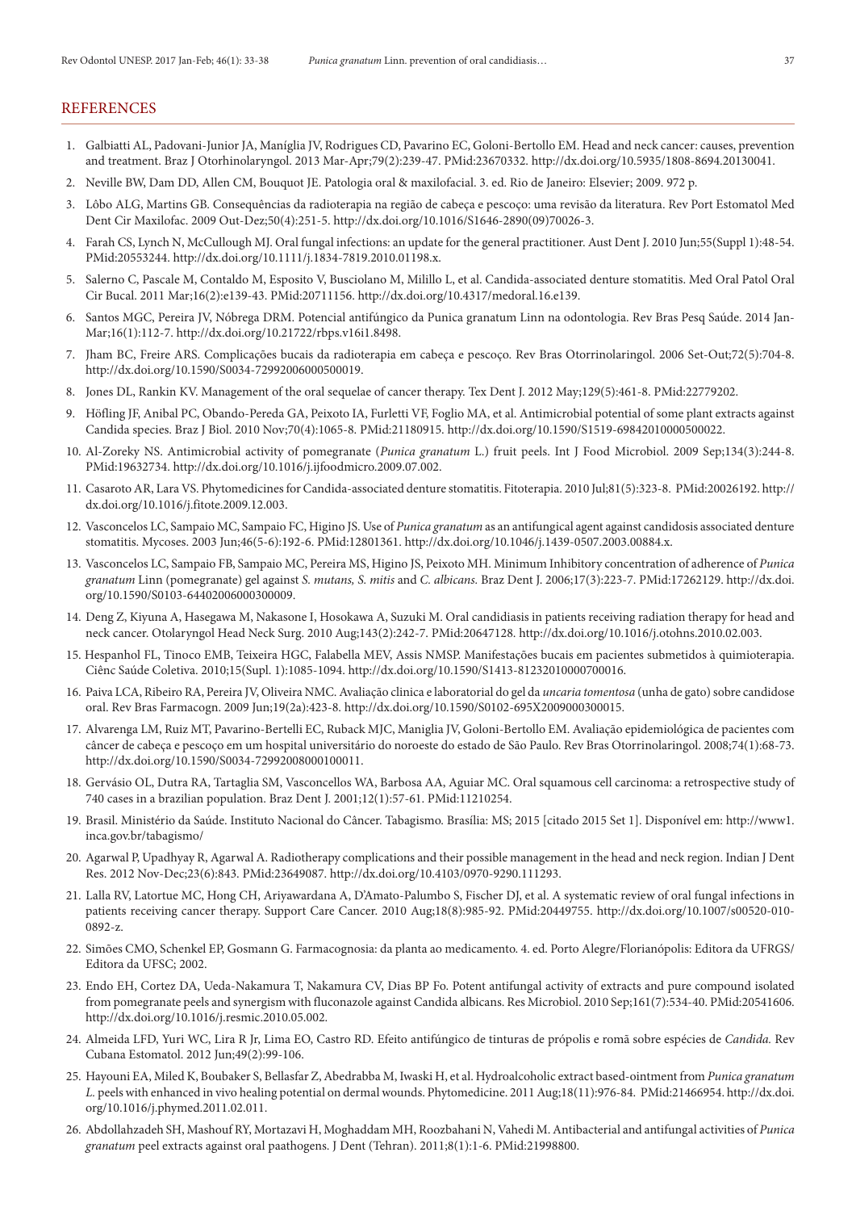## REFERENCES

1. Galbiatti AL, Padovani-Junior JA, Maníglia JV, Rodrigues CD, Pavarino EC, Goloni-Bertollo EM. Head and neck cancer: causes, prevention and treatment. Braz J Otorhinolaryngol. 2013 Mar-Apr;79(2):239-47. PMid:23670332. http://dx.doi.org/10.5935/1808-8694.20130041.
2. Neville BW, Dam DD, Allen CM, Bouquot JE. Patologia oral & maxilofacial. 3. ed. Rio de Janeiro: Elsevier; 2009. 972 p.
3. Lôbo ALG, Martins GB. Consequências da radioterapia na região de cabeça e pescoço: uma revisão da literatura. Rev Port Estomatol Med Dent Cir Maxilofac. 2009 Out-Dez;50(4):251-5. http://dx.doi.org/10.1016/S1646-2890(09)70026-3.
4. Farah CS, Lynch N, McCullough MJ. Oral fungal infections: an update for the general practitioner. Aust Dent J. 2010 Jun;55(Suppl 1):48-54. PMid:20553244. http://dx.doi.org/10.1111/j.1834-7819.2010.01198.x.
5. Salerno C, Pascale M, Contaldo M, Esposito V, Busciolano M, Milillo L, et al. Candida-associated denture stomatitis. Med Oral Patol Oral Cir Bucal. 2011 Mar;16(2):e139-43. PMid:20711156. http://dx.doi.org/10.4317/medoral.16.e139.
6. Santos MGC, Pereira JV, Nóbrega DRM. Potencial antifúngico da Punica granatum Linn na odontologia. Rev Bras Pesq Saúde. 2014 Jan-Mar;16(1):112-7. http://dx.doi.org/10.21722/rbps.v16i1.8498.
7. Jham BC, Freire ARS. Complicações bucais da radioterapia em cabeça e pescoço. Rev Bras Otorrinolaringol. 2006 Set-Out;72(5):704-8. http://dx.doi.org/10.1590/S0034-72992006000500019.
8. Jones DL, Rankin KV. Management of the oral sequelae of cancer therapy. Tex Dent J. 2012 May;129(5):461-8. PMid:22779202.
9. Höfling JF, Anibal PC, Obando-Pereda GA, Peixoto IA, Furletti VF, Foglio MA, et al. Antimicrobial potential of some plant extracts against Candida species. Braz J Biol. 2010 Nov;70(4):1065-8. PMid:21180915. http://dx.doi.org/10.1590/S1519-69842010000500022.
10. Al-Zoreky NS. Antimicrobial activity of pomegranate (*Punica granatum* L.) fruit peels. Int J Food Microbiol. 2009 Sep;134(3):244-8. PMid:19632734. http://dx.doi.org/10.1016/j.ijfoodmicro.2009.07.002.
11. Casaroto AR, Lara VS. Phytomedicines for Candida-associated denture stomatitis. Fitoterapia. 2010 Jul;81(5):323-8. PMid:20026192. http://dx.doi.org/10.1016/j.fitote.2009.12.003.
12. Vasconcelos LC, Sampaio MC, Sampaio FC, Higino JS. Use of *Punica granatum* as an antifungal agent against candidosis associated denture stomatitis. Mycoses. 2003 Jun;46(5-6):192-6. PMid:12801361. http://dx.doi.org/10.1046/j.1439-0507.2003.00884.x.
13. Vasconcelos LC, Sampaio FB, Sampaio MC, Pereira MS, Higino JS, Peixoto MH. Minimum Inhibitory concentration of adherence of *Punica granatum* Linn (pomegranate) gel against *S. mutans, S. mitis* and *C. albicans.* Braz Dent J. 2006;17(3):223-7. PMid:17262129. http://dx.doi.org/10.1590/S0103-64402006000300009.
14. Deng Z, Kiyuna A, Hasegawa M, Nakasone I, Hosokawa A, Suzuki M. Oral candidiasis in patients receiving radiation therapy for head and neck cancer. Otolaryngol Head Neck Surg. 2010 Aug;143(2):242-7. PMid:20647128. http://dx.doi.org/10.1016/j.otohns.2010.02.003.
15. Hespanhol FL, Tinoco EMB, Teixeira HGC, Falabella MEV, Assis NMSP. Manifestações bucais em pacientes submetidos à quimioterapia. Ciênc Saúde Coletiva. 2010;15(Supl. 1):1085-1094. http://dx.doi.org/10.1590/S1413-81232010000700016.
16. Paiva LCA, Ribeiro RA, Pereira JV, Oliveira NMC. Avaliação clinica e laboratorial do gel da *uncaria tomentosa* (unha de gato) sobre candidose oral. Rev Bras Farmacogn. 2009 Jun;19(2a):423-8. http://dx.doi.org/10.1590/S0102-695X2009000300015.
17. Alvarenga LM, Ruiz MT, Pavarino-Bertelli EC, Ruback MJC, Maniglia JV, Goloni-Bertollo EM. Avaliação epidemiológica de pacientes com câncer de cabeça e pescoço em um hospital universitário do noroeste do estado de São Paulo. Rev Bras Otorrinolaringol. 2008;74(1):68-73. http://dx.doi.org/10.1590/S0034-72992008000100011.
18. Gervásio OL, Dutra RA, Tartaglia SM, Vasconcellos WA, Barbosa AA, Aguiar MC. Oral squamous cell carcinoma: a retrospective study of 740 cases in a brazilian population. Braz Dent J. 2001;12(1):57-61. PMid:11210254.
19. Brasil. Ministério da Saúde. Instituto Nacional do Câncer. Tabagismo. Brasília: MS; 2015 [citado 2015 Set 1]. Disponível em: http://www1.inca.gov.br/tabagismo/
20. Agarwal P, Upadhyay R, Agarwal A. Radiotherapy complications and their possible management in the head and neck region. Indian J Dent Res. 2012 Nov-Dec;23(6):843. PMid:23649087. http://dx.doi.org/10.4103/0970-9290.111293.
21. Lalla RV, Latortue MC, Hong CH, Ariyawardana A, D'Amato-Palumbo S, Fischer DJ, et al. A systematic review of oral fungal infections in patients receiving cancer therapy. Support Care Cancer. 2010 Aug;18(8):985-92. PMid:20449755. http://dx.doi.org/10.1007/s00520-010-0892-z.
22. Simões CMO, Schenkel EP, Gosmann G. Farmacognosia: da planta ao medicamento. 4. ed. Porto Alegre/Florianópolis: Editora da UFRGS/Editora da UFSC; 2002.
23. Endo EH, Cortez DA, Ueda-Nakamura T, Nakamura CV, Dias BP Fo. Potent antifungal activity of extracts and pure compound isolated from pomegranate peels and synergism with fluconazole against Candida albicans. Res Microbiol. 2010 Sep;161(7):534-40. PMid:20541606. http://dx.doi.org/10.1016/j.resmic.2010.05.002.
24. Almeida LFD, Yuri WC, Lira R Jr, Lima EO, Castro RD. Efeito antifúngico de tinturas de própolis e romã sobre espécies de *Candida.* Rev Cubana Estomatol. 2012 Jun;49(2):99-106.
25. Hayouni EA, Miled K, Boubaker S, Bellasfar Z, Abedrabba M, Iwaski H, et al. Hydroalcoholic extract based-ointment from *Punica granatum L.* peels with enhanced in vivo healing potential on dermal wounds. Phytomedicine. 2011 Aug;18(11):976-84. PMid:21466954. http://dx.doi.org/10.1016/j.phymed.2011.02.011.
26. Abdollahzadeh SH, Mashouf RY, Mortazavi H, Moghaddam MH, Roozbahani N, Vahedi M. Antibacterial and antifungal activities of *Punica granatum* peel extracts against oral paathogens. J Dent (Tehran). 2011;8(1):1-6. PMid:21998800.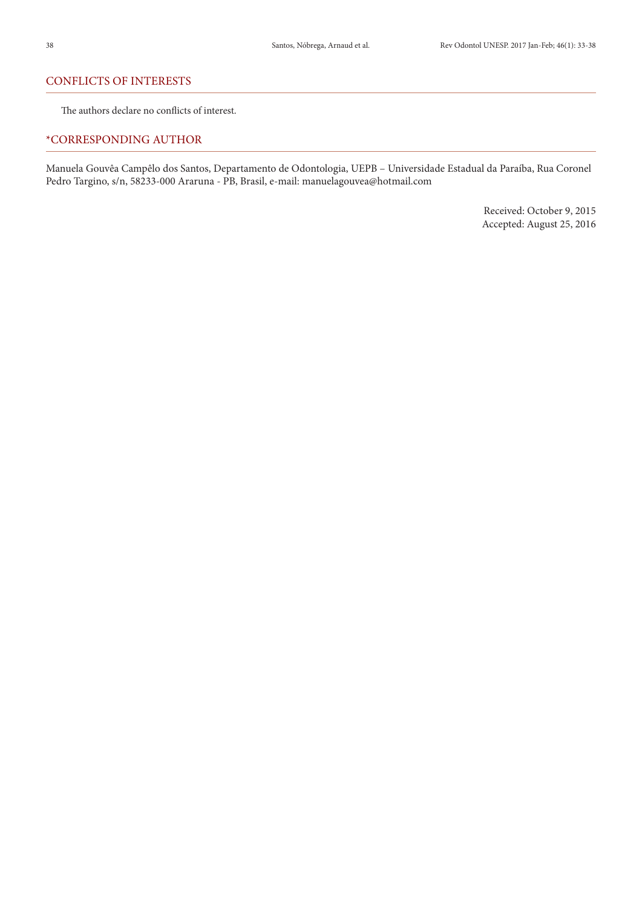## CONFLICTS OF INTERESTS

The authors declare no conflicts of interest.

## *CORRESPONDING AUTHOR

Manuela Gouvêa Campêlo dos Santos, Departamento de Odontologia, UEPB – Universidade Estadual da Paraíba, Rua Coronel Pedro Targino, s/n, 58233-000 Araruna - PB, Brasil, e-mail: manuelagouvea@hotmail.com

Received: October 9, 2015
Accepted: August 25, 2016